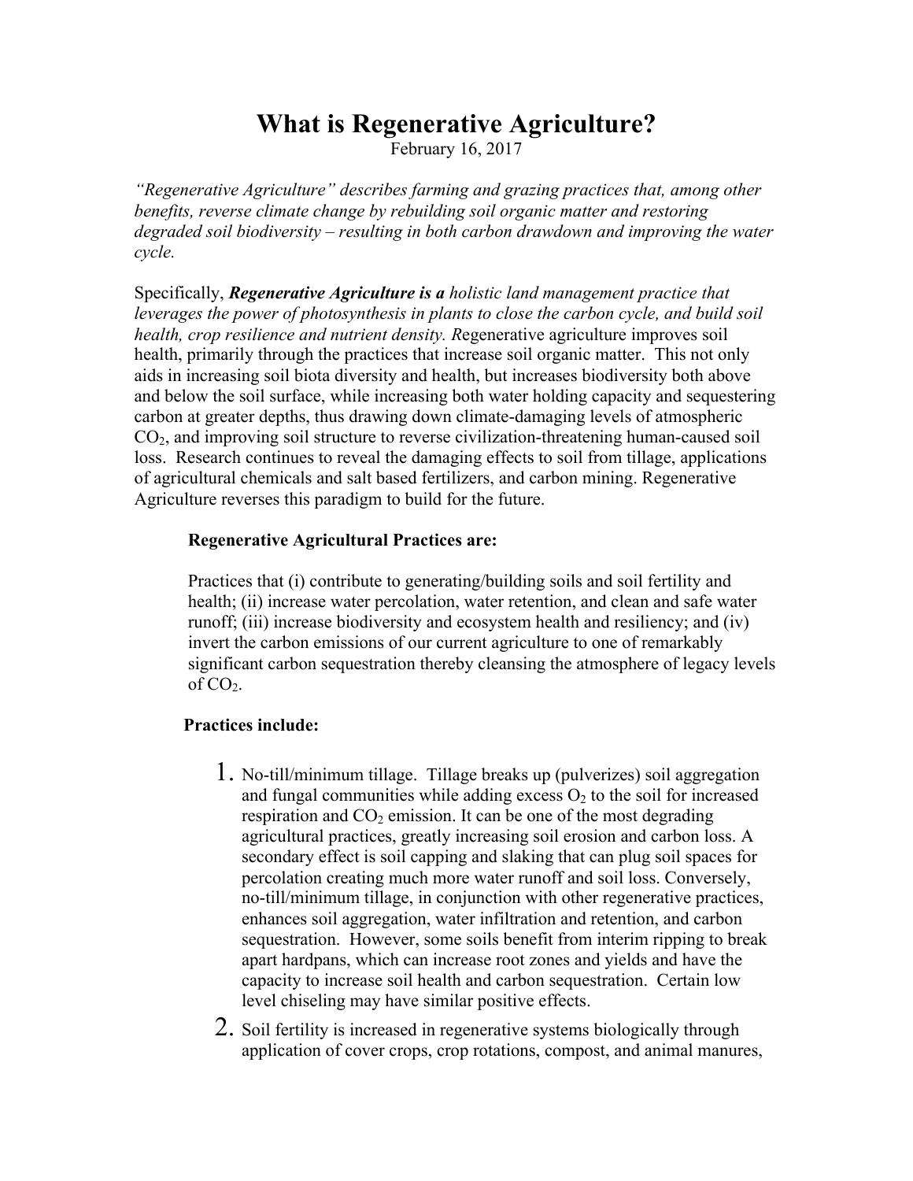# What is Regenerative Agriculture?

February 16, 2017

*"Regenerative Agriculture" describes farming and grazing practices that, among other benefits, reverse climate change by rebuilding soil organic matter and restoring degraded soil biodiversity – resulting in both carbon drawdown and improving the water cycle.*

Specifically, ***Regenerative Agriculture is a*** *holistic land management practice that leverages the power of photosynthesis in plants to close the carbon cycle, and build soil health, crop resilience and nutrient density. R*egenerative agriculture improves soil health, primarily through the practices that increase soil organic matter. This not only aids in increasing soil biota diversity and health, but increases biodiversity both above and below the soil surface, while increasing both water holding capacity and sequestering carbon at greater depths, thus drawing down climate-damaging levels of atmospheric $CO_2$, and improving soil structure to reverse civilization-threatening human-caused soil loss. Research continues to reveal the damaging effects to soil from tillage, applications of agricultural chemicals and salt based fertilizers, and carbon mining. Regenerative Agriculture reverses this paradigm to build for the future.

**Regenerative Agricultural Practices are:**

Practices that (i) contribute to generating/building soils and soil fertility and health; (ii) increase water percolation, water retention, and clean and safe water runoff; (iii) increase biodiversity and ecosystem health and resiliency; and (iv) invert the carbon emissions of our current agriculture to one of remarkably significant carbon sequestration thereby cleansing the atmosphere of legacy levels of $CO_2$.

**Practices include:**

1. No-till/minimum tillage. Tillage breaks up (pulverizes) soil aggregation and fungal communities while adding excess $O_2$ to the soil for increased respiration and $CO_2$ emission. It can be one of the most degrading agricultural practices, greatly increasing soil erosion and carbon loss. A secondary effect is soil capping and slaking that can plug soil spaces for percolation creating much more water runoff and soil loss. Conversely, no-till/minimum tillage, in conjunction with other regenerative practices, enhances soil aggregation, water infiltration and retention, and carbon sequestration. However, some soils benefit from interim ripping to break apart hardpans, which can increase root zones and yields and have the capacity to increase soil health and carbon sequestration. Certain low level chiseling may have similar positive effects.
2. Soil fertility is increased in regenerative systems biologically through application of cover crops, crop rotations, compost, and animal manures,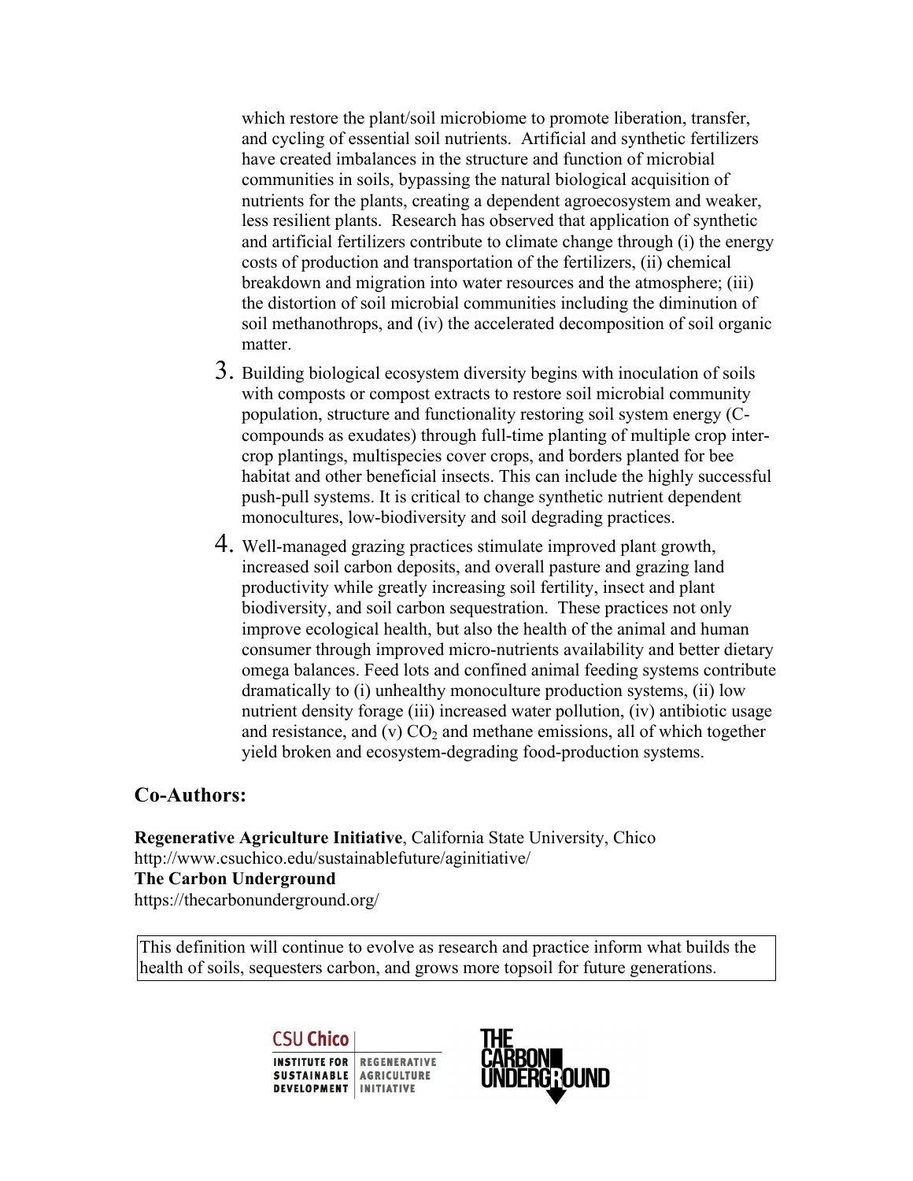which restore the plant/soil microbiome to promote liberation, transfer, and cycling of essential soil nutrients. Artificial and synthetic fertilizers have created imbalances in the structure and function of microbial communities in soils, bypassing the natural biological acquisition of nutrients for the plants, creating a dependent agroecosystem and weaker, less resilient plants. Research has observed that application of synthetic and artificial fertilizers contribute to climate change through (i) the energy costs of production and transportation of the fertilizers, (ii) chemical breakdown and migration into water resources and the atmosphere; (iii) the distortion of soil microbial communities including the diminution of soil methanothrops, and (iv) the accelerated decomposition of soil organic matter.

3. Building biological ecosystem diversity begins with inoculation of soils with composts or compost extracts to restore soil microbial community population, structure and functionality restoring soil system energy (C-compounds as exudates) through full-time planting of multiple crop inter-crop plantings, multispecies cover crops, and borders planted for bee habitat and other beneficial insects. This can include the highly successful push-pull systems. It is critical to change synthetic nutrient dependent monocultures, low-biodiversity and soil degrading practices.

4. Well-managed grazing practices stimulate improved plant growth, increased soil carbon deposits, and overall pasture and grazing land productivity while greatly increasing soil fertility, insect and plant biodiversity, and soil carbon sequestration. These practices not only improve ecological health, but also the health of the animal and human consumer through improved micro-nutrients availability and better dietary omega balances. Feed lots and confined animal feeding systems contribute dramatically to (i) unhealthy monoculture production systems, (ii) low nutrient density forage (iii) increased water pollution, (iv) antibiotic usage and resistance, and (v) $CO_2$ and methane emissions, all of which together yield broken and ecosystem-degrading food-production systems.

## Co-Authors:

**Regenerative Agriculture Initiative**, California State University, Chico
http://www.csuchico.edu/sustainablefuture/aginitiative/
**The Carbon Underground**
https://thecarbonunderground.org/

This definition will continue to evolve as research and practice inform what builds the health of soils, sequesters carbon, and grows more topsoil for future generations.

CSU Chico
INSTITUTE FOR SUSTAINABLE DEVELOPMENT | REGENERATIVE AGRICULTURE INITIATIVE

THE CARBON UNDERGROUND